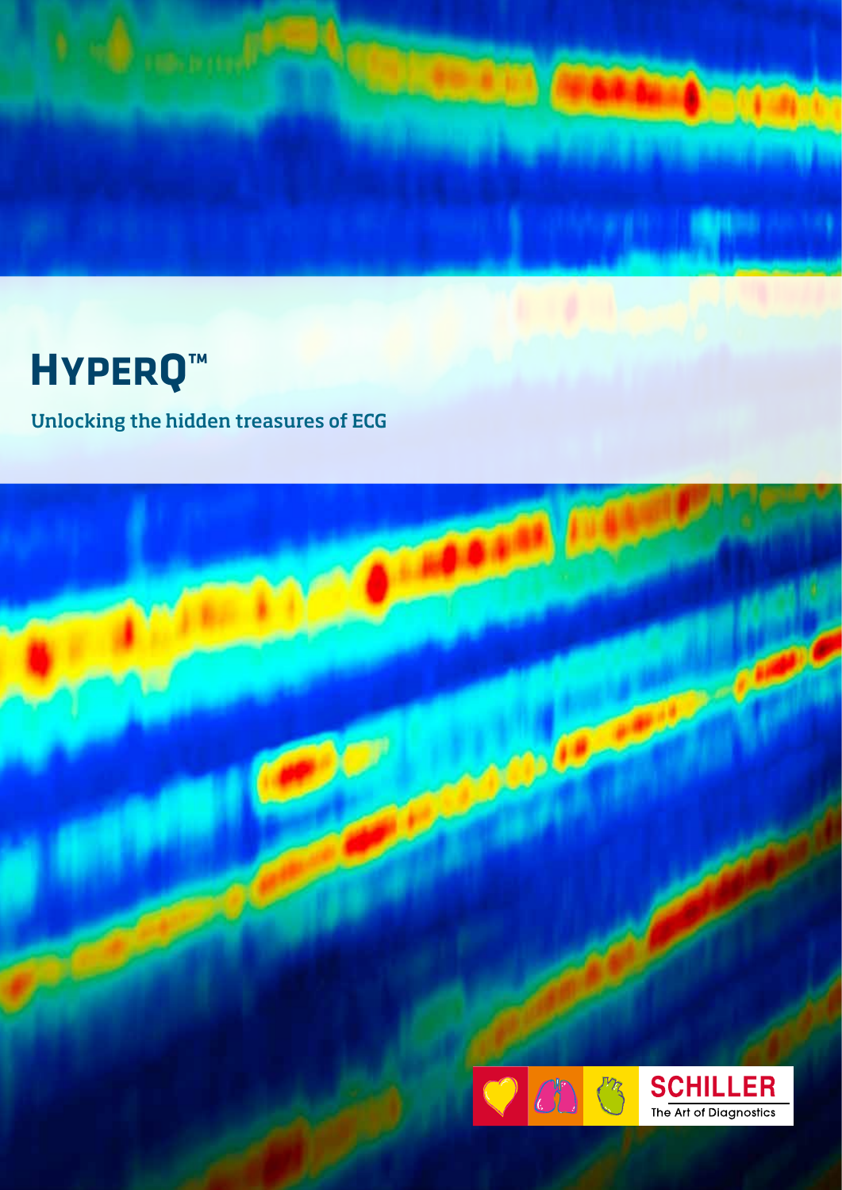# HyperQ™

Unlocking the hidden treasures of ECG

SCHILLER

The Art of Diagnostics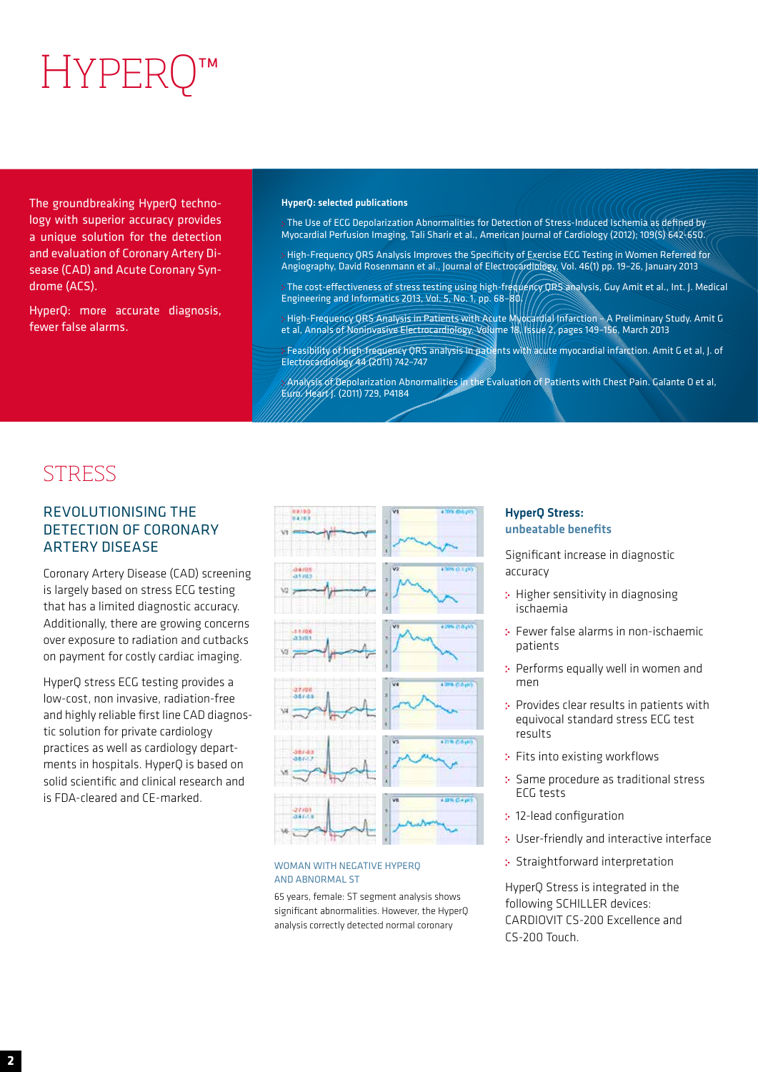# HyperQ™

The groundbreaking HyperQ technology with superior accuracy provides a unique solution for the detection and evaluation of Coronary Artery Disease (CAD) and Acute Coronary Syndrome (ACS).

HyperQ: more accurate diagnosis, fewer false alarms.

**HyperQ: selected publications**

- The Use of ECG Depolarization Abnormalities for Detection of Stress-Induced Ischemia as defined by Myocardial Perfusion Imaging, Tali Sharir et al., American Journal of Cardiology (2012); 109(5) 642-650.
- High-Frequency QRS Analysis Improves the Specificity of Exercise ECG Testing in Women Referred for Angiography, David Rosenmann et al., Journal of Electrocardiology, Vol. 46(1) pp. 19–26, January 2013
- The cost-effectiveness of stress testing using high-frequency QRS analysis, Guy Amit et al., Int. J. Medical Engineering and Informatics 2013, Vol. 5, No. 1, pp. 68–80
- High-Frequency QRS Analysis in Patients with Acute Myocardial Infarction – A Preliminary Study. Amit G et al, Annals of Noninvasive Electrocardiology. Volume 18, Issue 2, pages 149-156, March 2013
- Feasibility of high frequency QRS analysis in patients with acute myocardial infarction. Amit G et al, J. of Electrocardiology 44 (2011) 742-747
- Analysis of Depolarization Abnormalities in the Evaluation of Patients with Chest Pain. Galante O et al, Euro. Heart J. (2011) 729, P4184

## STRESS

### REVOLUTIONISING THE DETECTION OF CORONARY ARTERY DISEASE

Coronary Artery Disease (CAD) screening is largely based on stress ECG testing that has a limited diagnostic accuracy. Additionally, there are growing concerns over exposure to radiation and cutbacks on payment for costly cardiac imaging.

HyperQ stress ECG testing provides a low-cost, non invasive, radiation-free and highly reliable first line CAD diagnostic solution for private cardiology practices as well as cardiology departments in hospitals. HyperQ is based on solid scientific and clinical research and is FDA-cleared and CE-marked.

WOMAN WITH NEGATIVE HYPERQ AND ABNORMAL ST

65 years, female: ST segment analysis shows significant abnormalities. However, the HyperQ analysis correctly detected normal coronary

### HyperQ Stress: unbeatable benefits

Significant increase in diagnostic accuracy

- Higher sensitivity in diagnosing ischaemia
- Fewer false alarms in non-ischaemic patients
- Performs equally well in women and men
- Provides clear results in patients with equivocal standard stress ECG test results
- Fits into existing workflows
- Same procedure as traditional stress ECG tests
- 12-lead configuration
- User-friendly and interactive interface
- Straightforward interpretation

HyperQ Stress is integrated in the following SCHILLER devices: CARDIOVIT CS-200 Excellence and CS-200 Touch.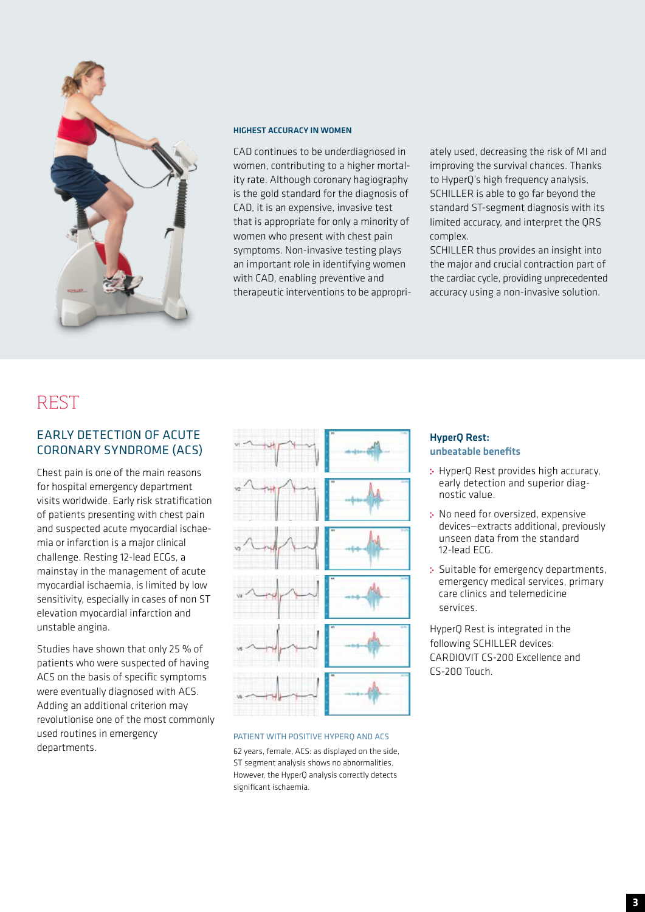### HIGHEST ACCURACY IN WOMEN

CAD continues to be underdiagnosed in women, contributing to a higher mortality rate. Although coronary hagiography is the gold standard for the diagnosis of CAD, it is an expensive, invasive test that is appropriate for only a minority of women who present with chest pain symptoms. Non-invasive testing plays an important role in identifying women with CAD, enabling preventive and therapeutic interventions to be appropriately used, decreasing the risk of MI and improving the survival chances. Thanks to HyperQ's high frequency analysis, SCHILLER is able to go far beyond the standard ST-segment diagnosis with its limited accuracy, and interpret the QRS complex.

SCHILLER thus provides an insight into the major and crucial contraction part of the cardiac cycle, providing unprecedented accuracy using a non-invasive solution.

# REST

## EARLY DETECTION OF ACUTE CORONARY SYNDROME (ACS)

Chest pain is one of the main reasons for hospital emergency department visits worldwide. Early risk stratification of patients presenting with chest pain and suspected acute myocardial ischaemia or infarction is a major clinical challenge. Resting 12-lead ECGs, a mainstay in the management of acute myocardial ischaemia, is limited by low sensitivity, especially in cases of non ST elevation myocardial infarction and unstable angina.

Studies have shown that only 25 % of patients who were suspected of having ACS on the basis of specific symptoms were eventually diagnosed with ACS. Adding an additional criterion may revolutionise one of the most commonly used routines in emergency departments.

PATIENT WITH POSITIVE HYPERQ AND ACS

62 years, female, ACS: as displayed on the side, ST segment analysis shows no abnormalities. However, the HyperQ analysis correctly detects significant ischaemia.

### HyperQ Rest: unbeatable benefits

- HyperQ Rest provides high accuracy, early detection and superior diagnostic value.
- No need for oversized, expensive devices—extracts additional, previously unseen data from the standard 12-lead ECG.
- Suitable for emergency departments, emergency medical services, primary care clinics and telemedicine services.

HyperQ Rest is integrated in the following SCHILLER devices: CARDIOVIT CS-200 Excellence and CS-200 Touch.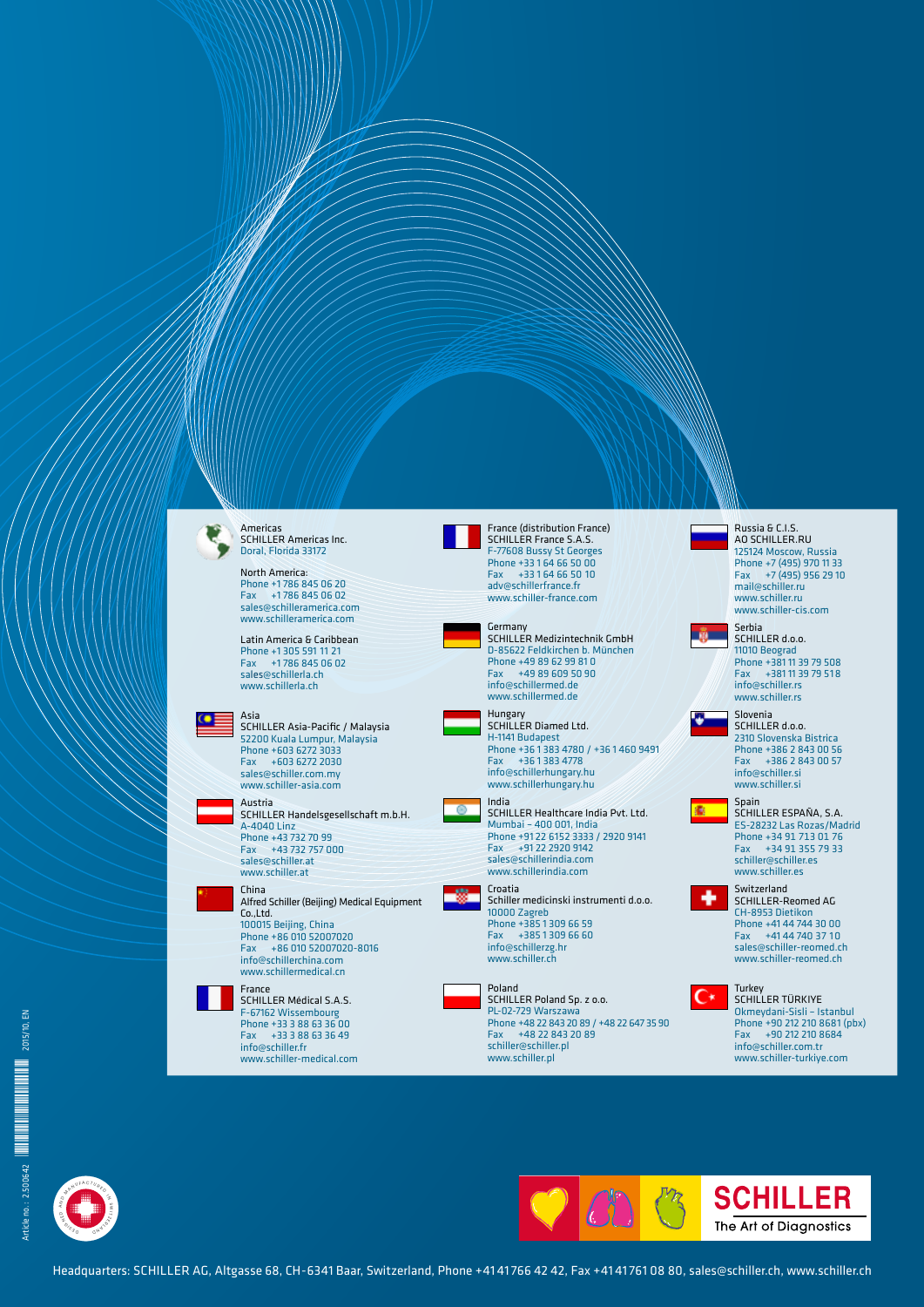**Americas**
SCHILLER Americas Inc.
Doral, Florida 33172

North America:
Phone +1 786 845 06 20
Fax +1 786 845 06 02
sales@schilleramerica.com
www.schilleramerica.com

Latin America & Caribbean
Phone +1 305 591 11 21
Fax +1 786 845 06 02
sales@schillerla.ch
www.schillerla.ch

**Asia**
SCHILLER Asia-Pacific / Malaysia
52200 Kuala Lumpur, Malaysia
Phone +603 6272 3033
Fax +603 6272 2030
sales@schiller.com.my
www.schiller-asia.com

**Austria**
SCHILLER Handelsgesellschaft m.b.H.
A-4040 Linz
Phone +43 732 70 99
Fax +43 732 757 000
sales@schiller.at
www.schiller.at

**China**
Alfred Schiller (Beijing) Medical Equipment Co.,Ltd.
100015 Beijing, China
Phone +86 010 52007020
Fax +86 010 52007020-8016
info@schillerchina.com
www.schillermedical.cn

**France**
SCHILLER Médical S.A.S.
F-67162 Wissembourg
Phone +33 3 88 63 36 00
Fax +33 3 88 63 36 49
info@schiller.fr
www.schiller-medical.com

**France (distribution France)**
SCHILLER France S.A.S.
F-77608 Bussy St Georges
Phone +33 1 64 66 50 00
Fax +33 1 64 66 50 10
adv@schillerfrance.fr
www.schiller-france.com

**Germany**
SCHILLER Medizintechnik GmbH
D-85622 Feldkirchen b. München
Phone +49 89 62 99 81 0
Fax +49 89 609 50 90
info@schillermed.de
www.schillermed.de

**Hungary**
SCHILLER Diamed Ltd.
H-1141 Budapest
Phone +36 1 383 4780 / +36 1 460 9491
Fax +36 1 383 4778
info@schillerhungary.hu
www.schillerhungary.hu

**India**
SCHILLER Healthcare India Pvt. Ltd.
Mumbai – 400 001, India
Phone +91 22 6152 3333 / 2920 9141
Fax +91 22 2920 9142
sales@schillerindia.com
www.schillerindia.com

**Croatia**
Schiller medicinski instrumenti d.o.o.
10000 Zagreb
Phone +385 1 309 66 59
Fax +385 1 309 66 60
info@schillerzg.hr
www.schiller.ch

**Poland**
SCHILLER Poland Sp. z o.o.
PL-02-729 Warszawa
Phone +48 22 843 20 89 / +48 22 647 35 90
Fax +48 22 843 20 89
schiller@schiller.pl
www.schiller.pl

**Russia & C.I.S.**
AO SCHILLER.RU
125124 Moscow, Russia
Phone +7 (495) 970 11 33
Fax +7 (495) 956 29 10
mail@schiller.ru
www.schiller.ru
www.schiller-cis.com

**Serbia**
SCHILLER d.o.o.
11010 Beograd
Phone +381 11 39 79 508
Fax +381 11 39 79 518
info@schiller.rs
www.schiller.rs

**Slovenia**
SCHILLER d.o.o.
2310 Slovenska Bistrica
Phone +386 2 843 00 56
Fax +386 2 843 00 57
info@schiller.si
www.schiller.si

**Spain**
SCHILLER ESPAÑA, S.A.
ES-28232 Las Rozas/Madrid
Phone +34 91 713 01 76
Fax +34 91 355 79 33
schiller@schiller.es
www.schiller.es

**Switzerland**
SCHILLER-Reomed AG
CH-8953 Dietikon
Phone +41 44 744 30 00
Fax +41 44 740 37 10
sales@schiller-reomed.ch
www.schiller-reomed.ch

**Turkey**
SCHILLER TÜRKIYE
Okmeydani-Sisli – Istanbul
Phone +90 212 210 8681 (pbx)
Fax +90 212 210 8684
info@schiller.com.tr
www.schiller-turkiye.com

Article no.: 2.5006 42 2015/10, EN

SCHILLER
The Art of Diagnostics

Headquarters: SCHILLER AG, Altgasse 68, CH-6341 Baar, Switzerland, Phone +41 41 766 42 42, Fax +41 41 761 08 80, sales@schiller.ch, www.schiller.ch